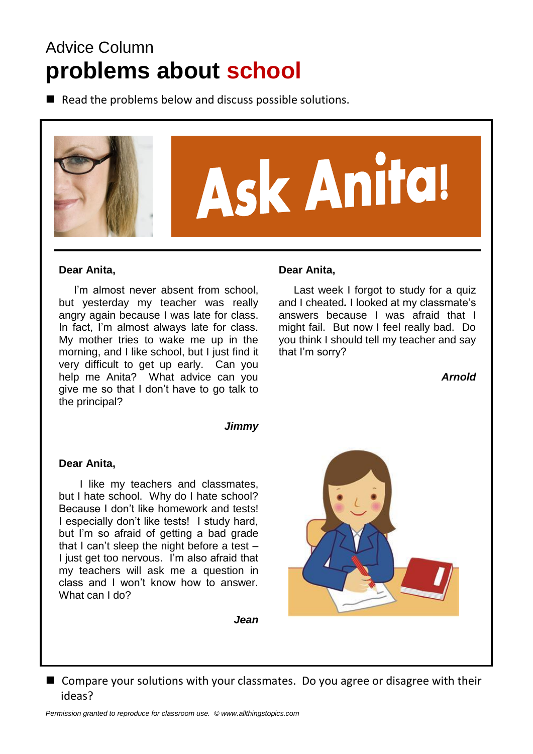Advice Column

# problems about school

- Read the problems below and discuss possible solutions.

## Ask Anita!

**Dear Anita,**

I'm almost never absent from school, but yesterday my teacher was really angry again because I was late for class. In fact, I'm almost always late for class. My mother tries to wake me up in the morning, and I like school, but I just find it very difficult to get up early. Can you help me Anita? What advice can you give me so that I don't have to go talk to the principal?

***Jimmy***

**Dear Anita,**

I like my teachers and classmates, but I hate school. Why do I hate school? Because I don't like homework and tests! I especially don't like tests! I study hard, but I'm so afraid of getting a bad grade that I can't sleep the night before a test – I just get too nervous. I'm also afraid that my teachers will ask me a question in class and I won't know how to answer. What can I do?

***Jean***

**Dear Anita,**

Last week I forgot to study for a quiz and I cheated. I looked at my classmate's answers because I was afraid that I might fail. But now I feel really bad. Do you think I should tell my teacher and say that I'm sorry?

***Arnold***

- Compare your solutions with your classmates. Do you agree or disagree with their ideas?

*Permission granted to reproduce for classroom use. © www.allthingstopics.com*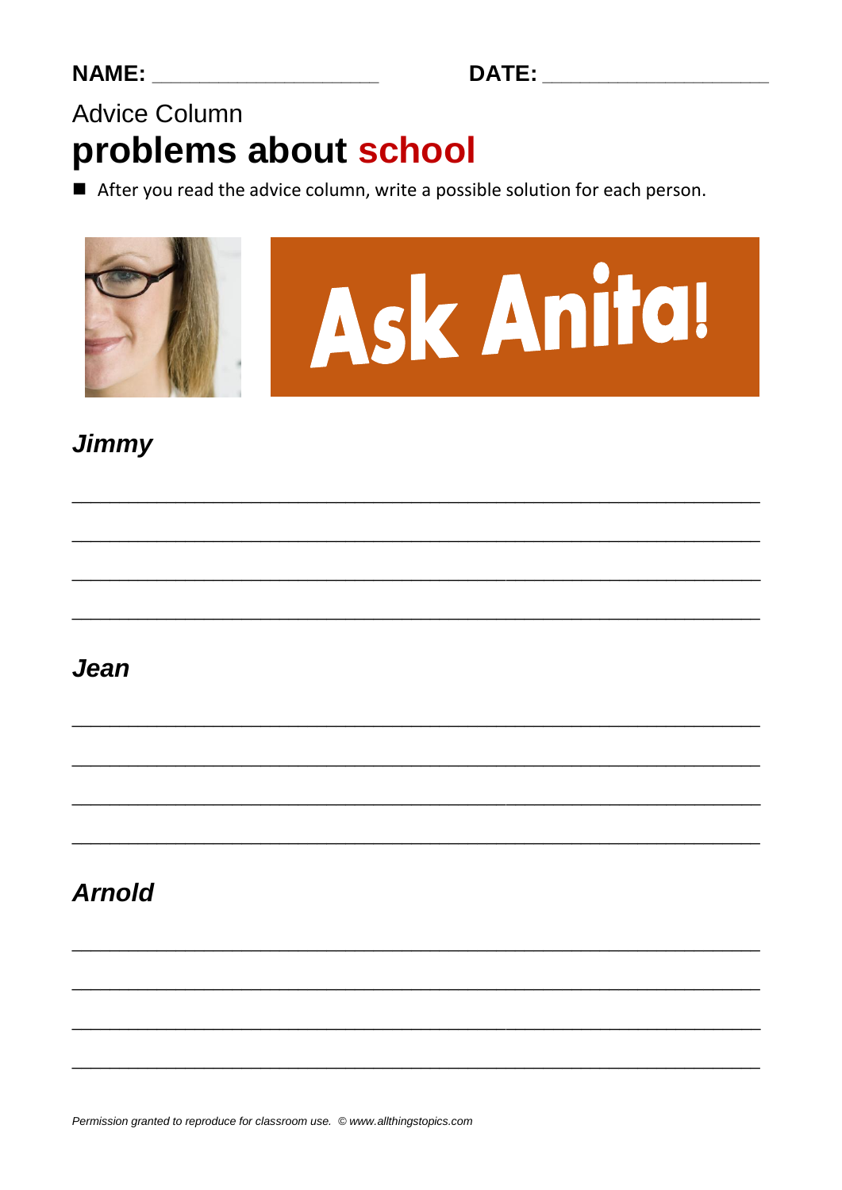**NAME:** ____________________ **DATE:** ____________________

Advice Column

# problems about school

- After you read the advice column, write a possible solution for each person.

Ask Anita!

### *Jimmy*

_______________________________________________________________

_______________________________________________________________

_______________________________________________________________

_______________________________________________________________

### *Jean*

_______________________________________________________________

_______________________________________________________________

_______________________________________________________________

_______________________________________________________________

### *Arnold*

_______________________________________________________________

_______________________________________________________________

_______________________________________________________________

_______________________________________________________________

*Permission granted to reproduce for classroom use. © www.allthingstopics.com*